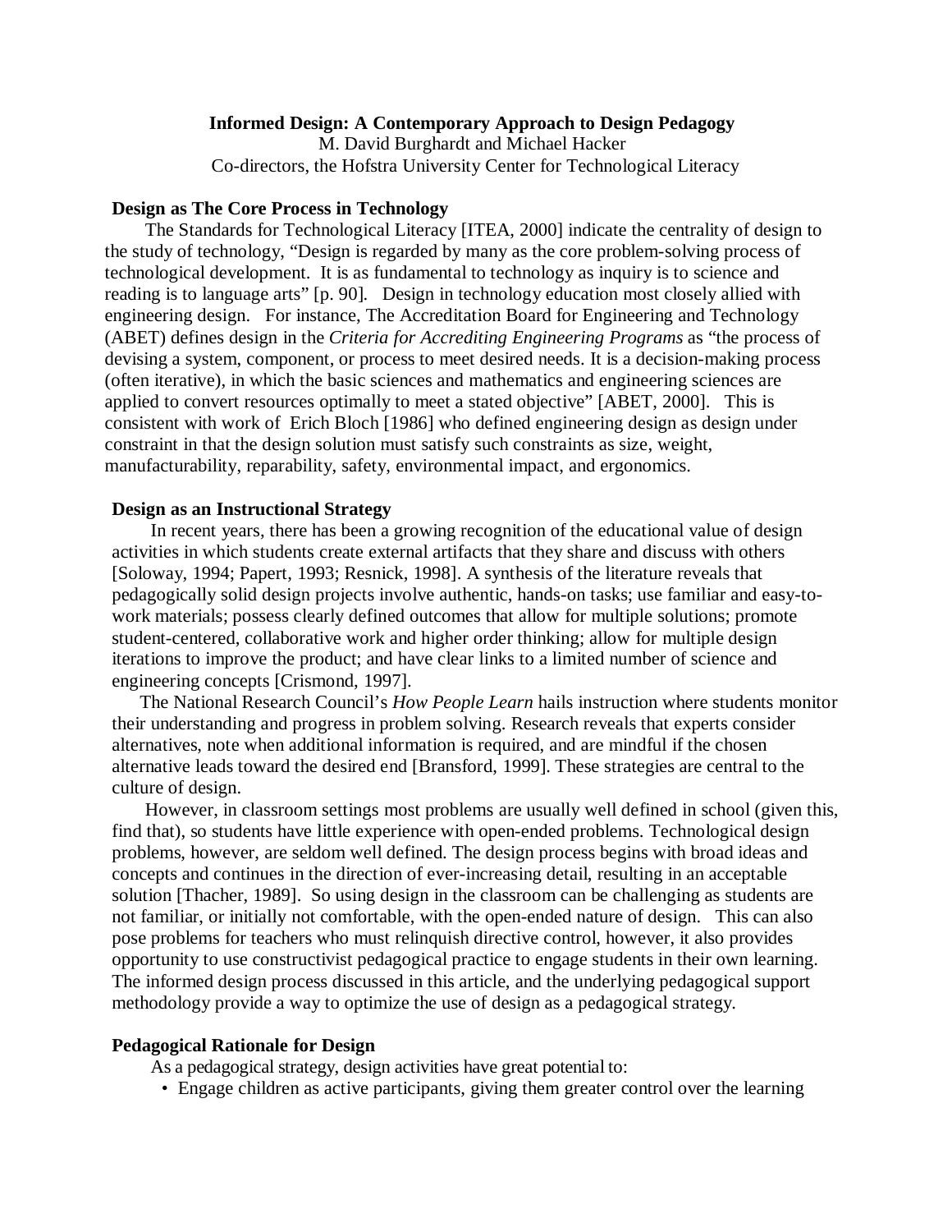# Informed Design: A Contemporary Approach to Design Pedagogy

M. David Burghardt and Michael Hacker
Co-directors, the Hofstra University Center for Technological Literacy

## Design as The Core Process in Technology

The Standards for Technological Literacy [ITEA, 2000] indicate the centrality of design to the study of technology, "Design is regarded by many as the core problem-solving process of technological development. It is as fundamental to technology as inquiry is to science and reading is to language arts" [p. 90]. Design in technology education most closely allied with engineering design. For instance, The Accreditation Board for Engineering and Technology (ABET) defines design in the *Criteria for Accrediting Engineering Programs* as "the process of devising a system, component, or process to meet desired needs. It is a decision-making process (often iterative), in which the basic sciences and mathematics and engineering sciences are applied to convert resources optimally to meet a stated objective" [ABET, 2000]. This is consistent with work of Erich Bloch [1986] who defined engineering design as design under constraint in that the design solution must satisfy such constraints as size, weight, manufacturability, reparability, safety, environmental impact, and ergonomics.

## Design as an Instructional Strategy

In recent years, there has been a growing recognition of the educational value of design activities in which students create external artifacts that they share and discuss with others [Soloway, 1994; Papert, 1993; Resnick, 1998]. A synthesis of the literature reveals that pedagogically solid design projects involve authentic, hands-on tasks; use familiar and easy-to-work materials; possess clearly defined outcomes that allow for multiple solutions; promote student-centered, collaborative work and higher order thinking; allow for multiple design iterations to improve the product; and have clear links to a limited number of science and engineering concepts [Crismond, 1997].

The National Research Council's *How People Learn* hails instruction where students monitor their understanding and progress in problem solving. Research reveals that experts consider alternatives, note when additional information is required, and are mindful if the chosen alternative leads toward the desired end [Bransford, 1999]. These strategies are central to the culture of design.

However, in classroom settings most problems are usually well defined in school (given this, find that), so students have little experience with open-ended problems. Technological design problems, however, are seldom well defined. The design process begins with broad ideas and concepts and continues in the direction of ever-increasing detail, resulting in an acceptable solution [Thacher, 1989]. So using design in the classroom can be challenging as students are not familiar, or initially not comfortable, with the open-ended nature of design. This can also pose problems for teachers who must relinquish directive control, however, it also provides opportunity to use constructivist pedagogical practice to engage students in their own learning. The informed design process discussed in this article, and the underlying pedagogical support methodology provide a way to optimize the use of design as a pedagogical strategy.

## Pedagogical Rationale for Design

As a pedagogical strategy, design activities have great potential to:

- Engage children as active participants, giving them greater control over the learning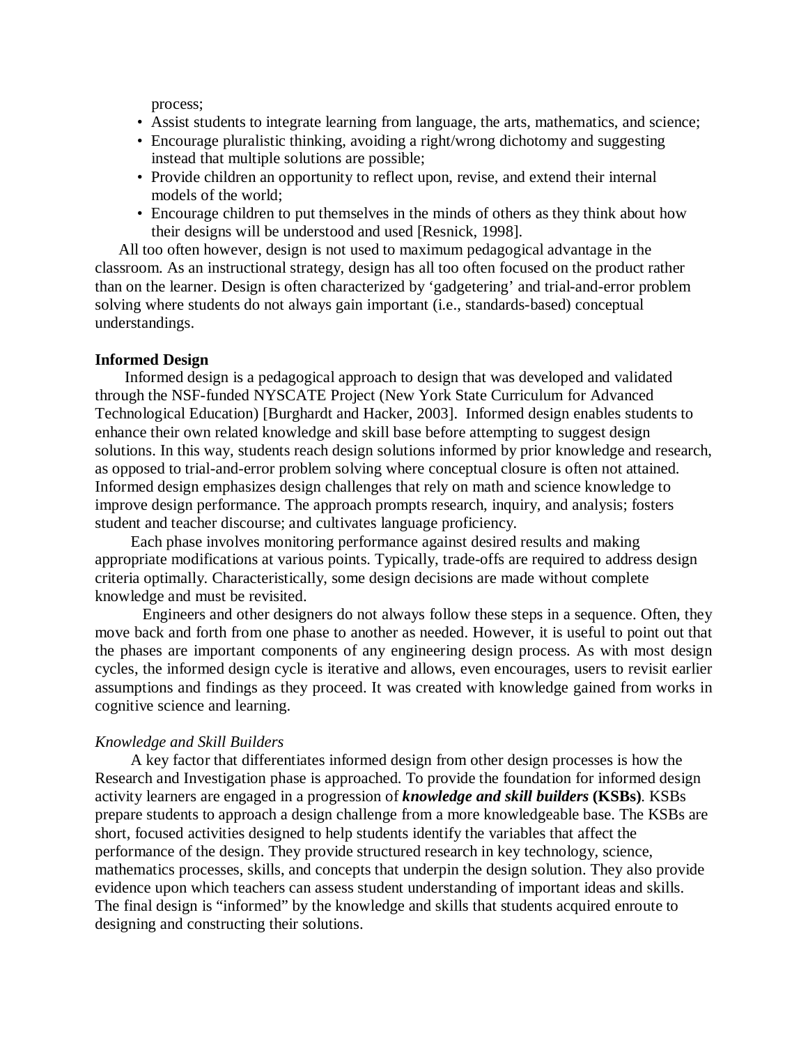process;

- Assist students to integrate learning from language, the arts, mathematics, and science;
- Encourage pluralistic thinking, avoiding a right/wrong dichotomy and suggesting instead that multiple solutions are possible;
- Provide children an opportunity to reflect upon, revise, and extend their internal models of the world;
- Encourage children to put themselves in the minds of others as they think about how their designs will be understood and used [Resnick, 1998].

All too often however, design is not used to maximum pedagogical advantage in the classroom. As an instructional strategy, design has all too often focused on the product rather than on the learner. Design is often characterized by 'gadgetering' and trial-and-error problem solving where students do not always gain important (i.e., standards-based) conceptual understandings.

**Informed Design**

Informed design is a pedagogical approach to design that was developed and validated through the NSF-funded NYSCATE Project (New York State Curriculum for Advanced Technological Education) [Burghardt and Hacker, 2003]. Informed design enables students to enhance their own related knowledge and skill base before attempting to suggest design solutions. In this way, students reach design solutions informed by prior knowledge and research, as opposed to trial-and-error problem solving where conceptual closure is often not attained. Informed design emphasizes design challenges that rely on math and science knowledge to improve design performance. The approach prompts research, inquiry, and analysis; fosters student and teacher discourse; and cultivates language proficiency.

Each phase involves monitoring performance against desired results and making appropriate modifications at various points. Typically, trade-offs are required to address design criteria optimally. Characteristically, some design decisions are made without complete knowledge and must be revisited.

Engineers and other designers do not always follow these steps in a sequence. Often, they move back and forth from one phase to another as needed. However, it is useful to point out that the phases are important components of any engineering design process. As with most design cycles, the informed design cycle is iterative and allows, even encourages, users to revisit earlier assumptions and findings as they proceed. It was created with knowledge gained from works in cognitive science and learning.

*Knowledge and Skill Builders*

A key factor that differentiates informed design from other design processes is how the Research and Investigation phase is approached. To provide the foundation for informed design activity learners are engaged in a progression of ***knowledge and skill builders*** **(KSBs)**. KSBs prepare students to approach a design challenge from a more knowledgeable base. The KSBs are short, focused activities designed to help students identify the variables that affect the performance of the design. They provide structured research in key technology, science, mathematics processes, skills, and concepts that underpin the design solution. They also provide evidence upon which teachers can assess student understanding of important ideas and skills. The final design is "informed" by the knowledge and skills that students acquired enroute to designing and constructing their solutions.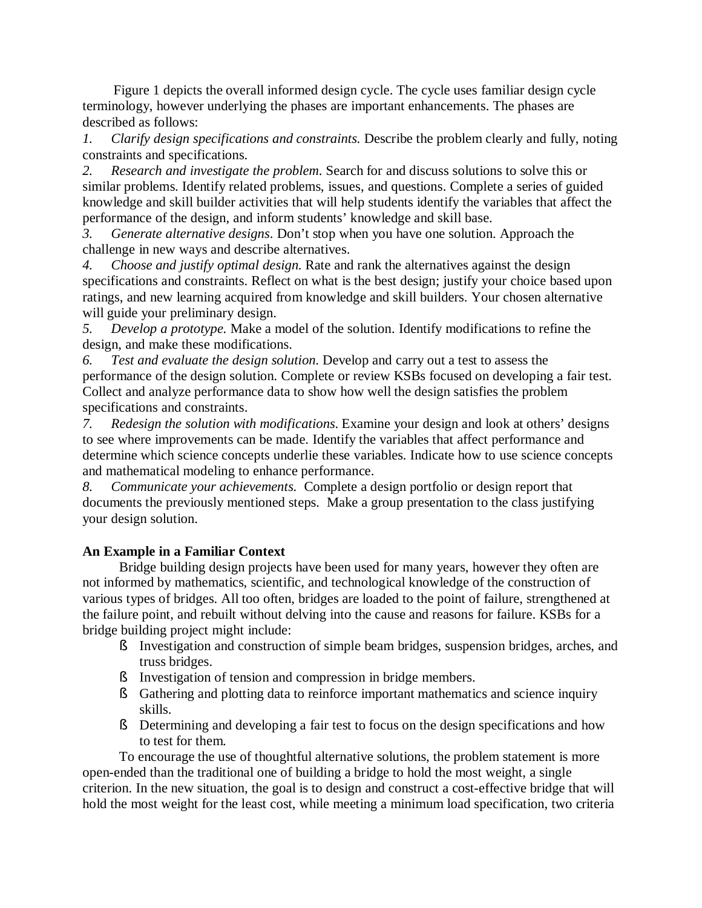Figure 1 depicts the overall informed design cycle. The cycle uses familiar design cycle terminology, however underlying the phases are important enhancements. The phases are described as follows:

1. *Clarify design specifications and constraints.* Describe the problem clearly and fully, noting constraints and specifications.
2. *Research and investigate the problem.* Search for and discuss solutions to solve this or similar problems. Identify related problems, issues, and questions. Complete a series of guided knowledge and skill builder activities that will help students identify the variables that affect the performance of the design, and inform students' knowledge and skill base.
3. *Generate alternative designs.* Don't stop when you have one solution. Approach the challenge in new ways and describe alternatives.
4. *Choose and justify optimal design.* Rate and rank the alternatives against the design specifications and constraints. Reflect on what is the best design; justify your choice based upon ratings, and new learning acquired from knowledge and skill builders. Your chosen alternative will guide your preliminary design.
5. *Develop a prototype.* Make a model of the solution. Identify modifications to refine the design, and make these modifications.
6. *Test and evaluate the design solution.* Develop and carry out a test to assess the performance of the design solution. Complete or review KSBs focused on developing a fair test. Collect and analyze performance data to show how well the design satisfies the problem specifications and constraints.
7. *Redesign the solution with modifications.* Examine your design and look at others' designs to see where improvements can be made. Identify the variables that affect performance and determine which science concepts underlie these variables. Indicate how to use science concepts and mathematical modeling to enhance performance.
8. *Communicate your achievements.* Complete a design portfolio or design report that documents the previously mentioned steps. Make a group presentation to the class justifying your design solution.

**An Example in a Familiar Context**

Bridge building design projects have been used for many years, however they often are not informed by mathematics, scientific, and technological knowledge of the construction of various types of bridges. All too often, bridges are loaded to the point of failure, strengthened at the failure point, and rebuilt without delving into the cause and reasons for failure. KSBs for a bridge building project might include:

- Investigation and construction of simple beam bridges, suspension bridges, arches, and truss bridges.
- Investigation of tension and compression in bridge members.
- Gathering and plotting data to reinforce important mathematics and science inquiry skills.
- Determining and developing a fair test to focus on the design specifications and how to test for them.

To encourage the use of thoughtful alternative solutions, the problem statement is more open-ended than the traditional one of building a bridge to hold the most weight, a single criterion. In the new situation, the goal is to design and construct a cost-effective bridge that will hold the most weight for the least cost, while meeting a minimum load specification, two criteria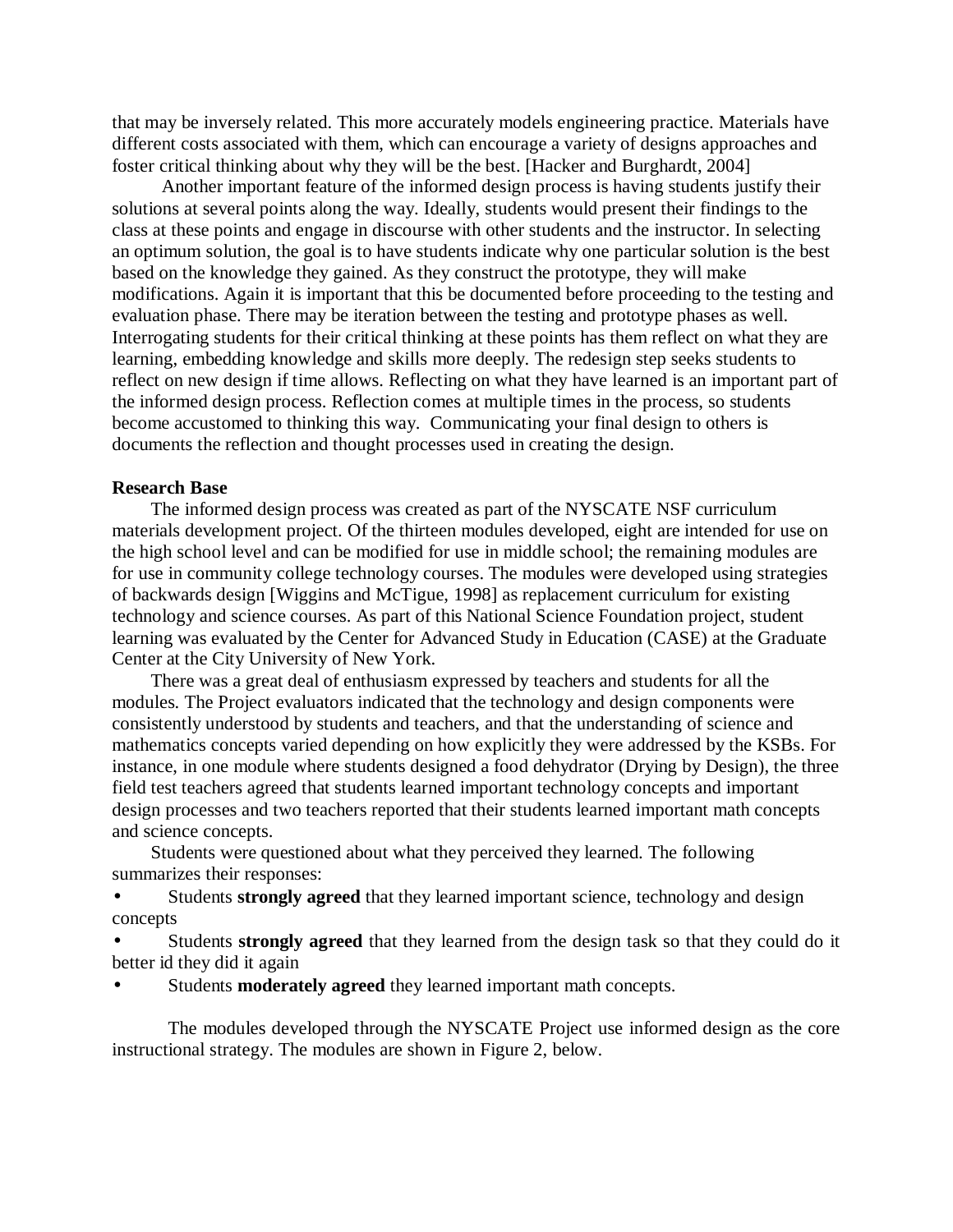that may be inversely related. This more accurately models engineering practice. Materials have different costs associated with them, which can encourage a variety of designs approaches and foster critical thinking about why they will be the best. [Hacker and Burghardt, 2004]

Another important feature of the informed design process is having students justify their solutions at several points along the way. Ideally, students would present their findings to the class at these points and engage in discourse with other students and the instructor. In selecting an optimum solution, the goal is to have students indicate why one particular solution is the best based on the knowledge they gained. As they construct the prototype, they will make modifications. Again it is important that this be documented before proceeding to the testing and evaluation phase. There may be iteration between the testing and prototype phases as well. Interrogating students for their critical thinking at these points has them reflect on what they are learning, embedding knowledge and skills more deeply. The redesign step seeks students to reflect on new design if time allows. Reflecting on what they have learned is an important part of the informed design process. Reflection comes at multiple times in the process, so students become accustomed to thinking this way. Communicating your final design to others is documents the reflection and thought processes used in creating the design.

**Research Base**

The informed design process was created as part of the NYSCATE NSF curriculum materials development project. Of the thirteen modules developed, eight are intended for use on the high school level and can be modified for use in middle school; the remaining modules are for use in community college technology courses. The modules were developed using strategies of backwards design [Wiggins and McTigue, 1998] as replacement curriculum for existing technology and science courses. As part of this National Science Foundation project, student learning was evaluated by the Center for Advanced Study in Education (CASE) at the Graduate Center at the City University of New York.

There was a great deal of enthusiasm expressed by teachers and students for all the modules. The Project evaluators indicated that the technology and design components were consistently understood by students and teachers, and that the understanding of science and mathematics concepts varied depending on how explicitly they were addressed by the KSBs. For instance, in one module where students designed a food dehydrator (Drying by Design), the three field test teachers agreed that students learned important technology concepts and important design processes and two teachers reported that their students learned important math concepts and science concepts.

Students were questioned about what they perceived they learned. The following summarizes their responses:

- Students **strongly agreed** that they learned important science, technology and design concepts
- Students **strongly agreed** that they learned from the design task so that they could do it better id they did it again
- Students **moderately agreed** they learned important math concepts.

The modules developed through the NYSCATE Project use informed design as the core instructional strategy. The modules are shown in Figure 2, below.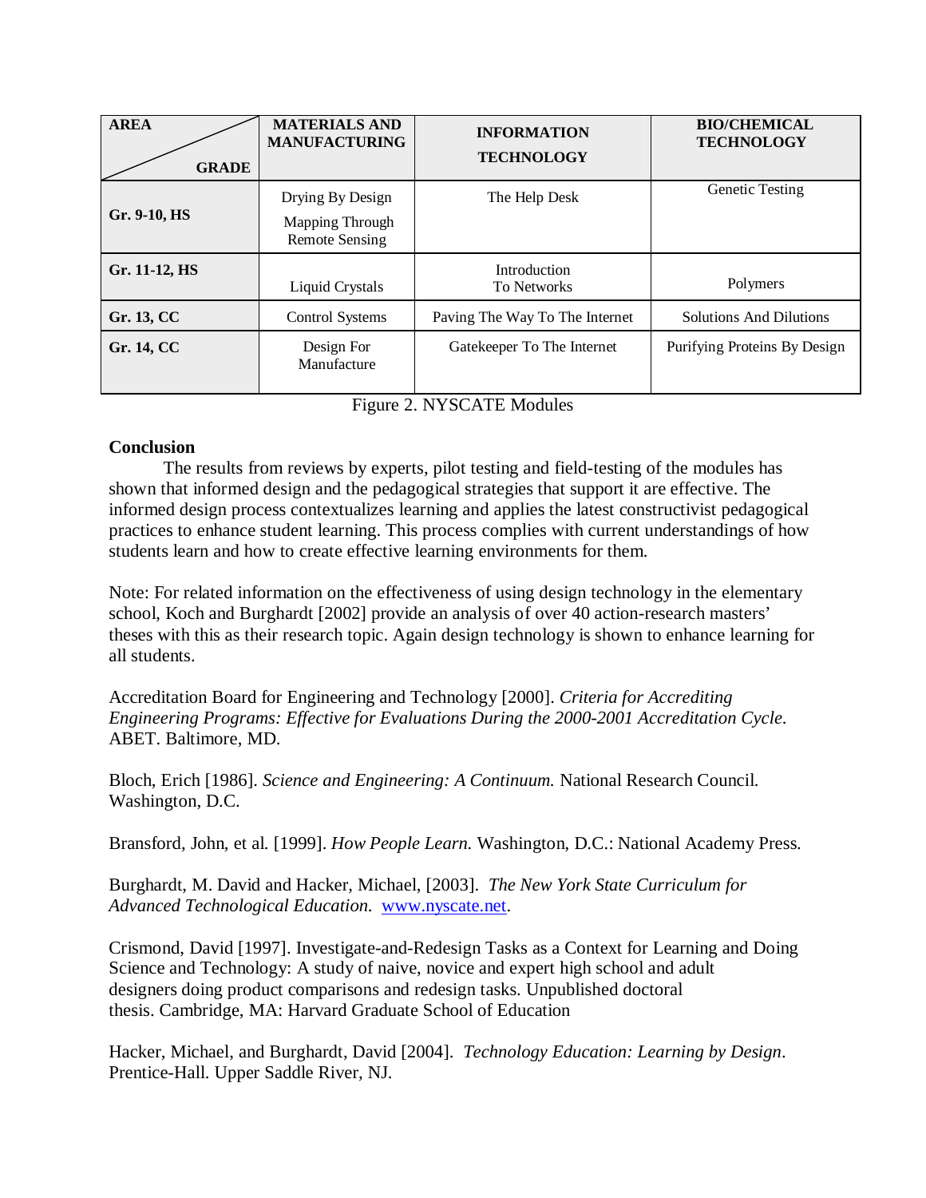| AREA / GRADE | MATERIALS AND MANUFACTURING | INFORMATION TECHNOLOGY | BIO/CHEMICAL TECHNOLOGY |
|---|---|---|---|
| **Gr. 9-10, HS** | Drying By Design<br>Mapping Through Remote Sensing | The Help Desk | Genetic Testing |
| **Gr. 11-12, HS** | Liquid Crystals | Introduction To Networks | Polymers |
| **Gr. 13, CC** | Control Systems | Paving The Way To The Internet | Solutions And Dilutions |
| **Gr. 14, CC** | Design For Manufacture | Gatekeeper To The Internet | Purifying Proteins By Design |

Figure 2. NYSCATE Modules

**Conclusion**

The results from reviews by experts, pilot testing and field-testing of the modules has shown that informed design and the pedagogical strategies that support it are effective. The informed design process contextualizes learning and applies the latest constructivist pedagogical practices to enhance student learning. This process complies with current understandings of how students learn and how to create effective learning environments for them.

Note: For related information on the effectiveness of using design technology in the elementary school, Koch and Burghardt [2002] provide an analysis of over 40 action-research masters' theses with this as their research topic. Again design technology is shown to enhance learning for all students.

Accreditation Board for Engineering and Technology [2000]. *Criteria for Accrediting Engineering Programs: Effective for Evaluations During the 2000-2001 Accreditation Cycle.* ABET. Baltimore, MD.

Bloch, Erich [1986]. *Science and Engineering: A Continuum.* National Research Council. Washington, D.C.

Bransford, John, et al. [1999]. *How People Learn.* Washington, D.C.: National Academy Press.

Burghardt, M. David and Hacker, Michael, [2003]. *The New York State Curriculum for Advanced Technological Education.* www.nyscate.net.

Crismond, David [1997]. Investigate-and-Redesign Tasks as a Context for Learning and Doing Science and Technology: A study of naive, novice and expert high school and adult designers doing product comparisons and redesign tasks. Unpublished doctoral thesis. Cambridge, MA: Harvard Graduate School of Education

Hacker, Michael, and Burghardt, David [2004]. *Technology Education: Learning by Design*. Prentice-Hall. Upper Saddle River, NJ.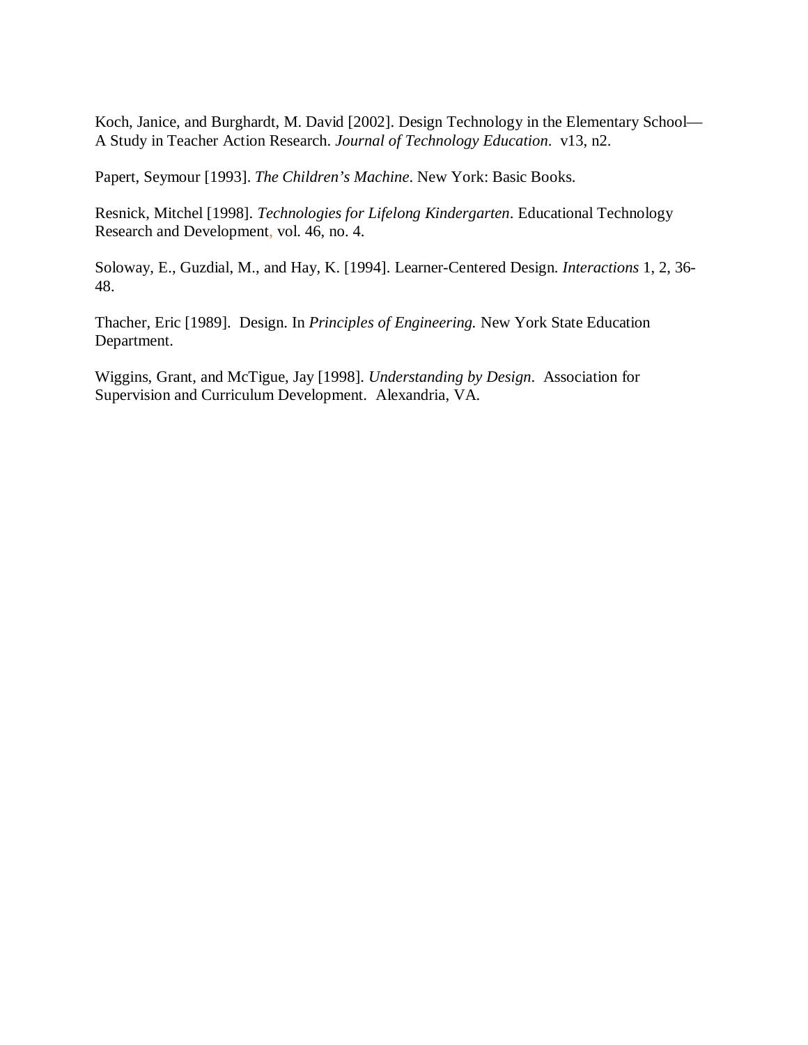Koch, Janice, and Burghardt, M. David [2002]. Design Technology in the Elementary School—A Study in Teacher Action Research. *Journal of Technology Education*. v13, n2.

Papert, Seymour [1993]. *The Children's Machine*. New York: Basic Books.

Resnick, Mitchel [1998]. *Technologies for Lifelong Kindergarten*. Educational Technology Research and Development, vol. 46, no. 4.

Soloway, E., Guzdial, M., and Hay, K. [1994]. Learner-Centered Design. *Interactions* 1, 2, 36-48.

Thacher, Eric [1989]. Design. In *Principles of Engineering.* New York State Education Department.

Wiggins, Grant, and McTigue, Jay [1998]. *Understanding by Design*. Association for Supervision and Curriculum Development. Alexandria, VA.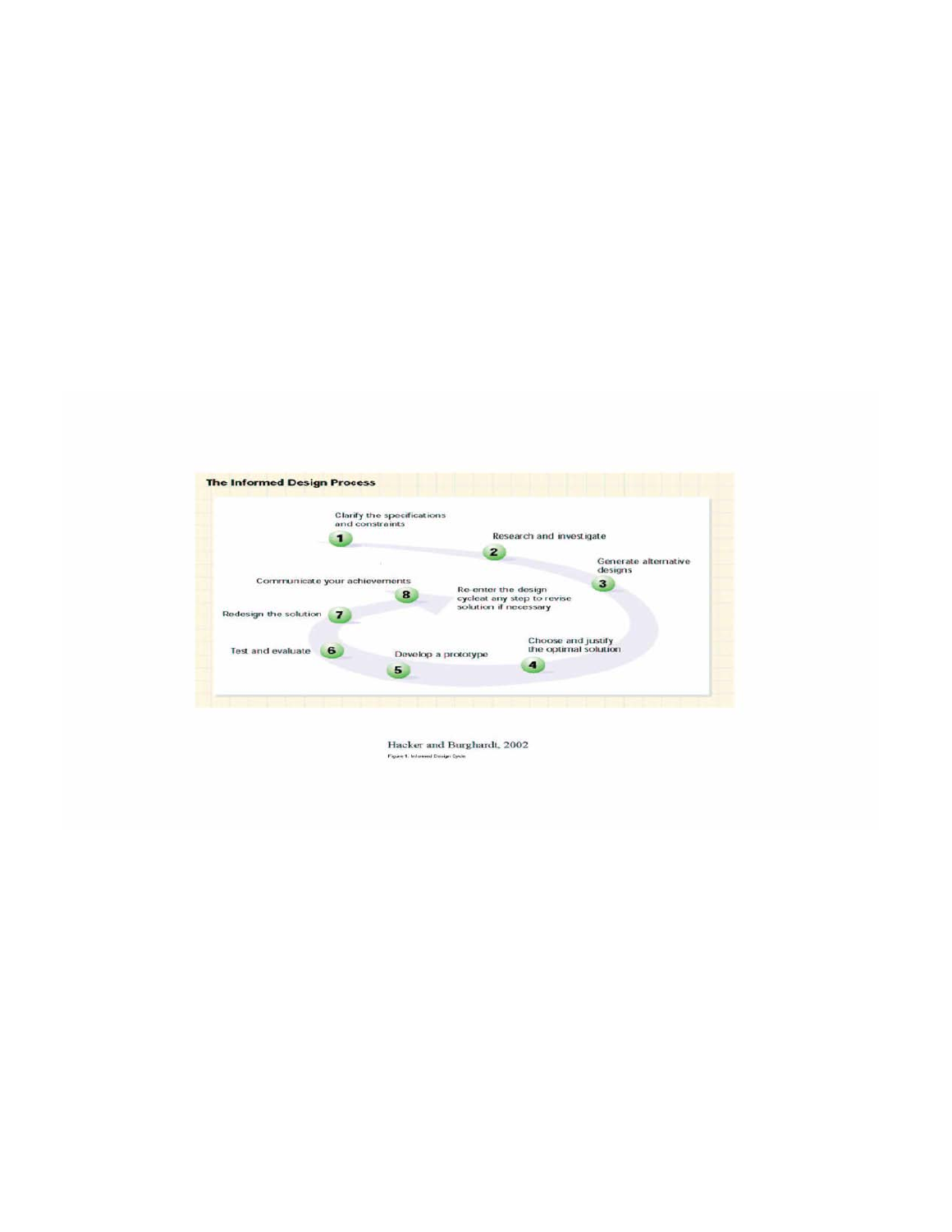The Informed Design Process

1 Clarify the specifications and constraints

2 Research and investigate

3 Generate alternative designs

4 Choose and justify the optimal solution

5 Develop a prototype

6 Test and evaluate

7 Redesign the solution

8 Communicate your achievements

Re-enter the design cycleat any step to revise solution if necessary

Hacker and Burghardt, 2002

Figure 1. Informed Design Cycle